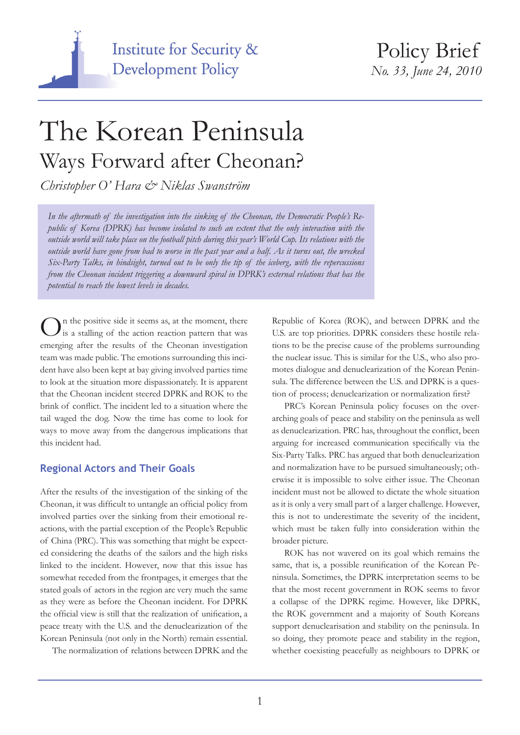Institute for Security & Development Policy

Policy Brief
*No. 33, June 24, 2010*

# The Korean Peninsula
## Ways Forward after Cheonan?

*Christopher O' Hara & Niklas Swanström*

*In the aftermath of the investigation into the sinking of the Cheonan, the Democratic People's Republic of Korea (DPRK) has become isolated to such an extent that the only interaction with the outside world will take place on the football pitch during this year's World Cup. Its relations with the outside world have gone from bad to worse in the past year and a half. As it turns out, the wrecked Six-Party Talks, in hindsight, turned out to be only the tip of the iceberg, with the repercussions from the Cheonan incident triggering a downward spiral in DPRK's external relations that has the potential to reach the lowest levels in decades.*

On the positive side it seems as, at the moment, there is a stalling of the action reaction pattern that was emerging after the results of the Cheonan investigation team was made public. The emotions surrounding this incident have also been kept at bay giving involved parties time to look at the situation more dispassionately. It is apparent that the Cheonan incident steered DPRK and ROK to the brink of conflict. The incident led to a situation where the tail waged the dog. Now the time has come to look for ways to move away from the dangerous implications that this incident had.

### Regional Actors and Their Goals

After the results of the investigation of the sinking of the Cheonan, it was difficult to untangle an official policy from involved parties over the sinking from their emotional reactions, with the partial exception of the People's Republic of China (PRC). This was something that might be expected considering the deaths of the sailors and the high risks linked to the incident. However, now that this issue has somewhat receded from the frontpages, it emerges that the stated goals of actors in the region are very much the same as they were as before the Cheonan incident. For DPRK the official view is still that the realization of unification, a peace treaty with the U.S. and the denuclearization of the Korean Peninsula (not only in the North) remain essential.

The normalization of relations between DPRK and the Republic of Korea (ROK), and between DPRK and the U.S. are top priorities. DPRK considers these hostile relations to be the precise cause of the problems surrounding the nuclear issue. This is similar for the U.S., who also promotes dialogue and denuclearization of the Korean Peninsula. The difference between the U.S. and DPRK is a question of process; denuclearization or normalization first?

PRC's Korean Peninsula policy focuses on the overarching goals of peace and stability on the peninsula as well as denuclearization. PRC has, throughout the conflict, been arguing for increased communication specifically via the Six-Party Talks. PRC has argued that both denuclearization and normalization have to be pursued simultaneously; otherwise it is impossible to solve either issue. The Cheonan incident must not be allowed to dictate the whole situation as it is only a very small part of a larger challenge. However, this is not to underestimate the severity of the incident, which must be taken fully into consideration within the broader picture.

ROK has not wavered on its goal which remains the same, that is, a possible reunification of the Korean Peninsula. Sometimes, the DPRK interpretation seems to be that the most recent government in ROK seems to favor a collapse of the DPRK regime. However, like DPRK, the ROK government and a majority of South Koreans support denuclearisation and stability on the peninsula. In so doing, they promote peace and stability in the region, whether coexisting peacefully as neighbours to DPRK or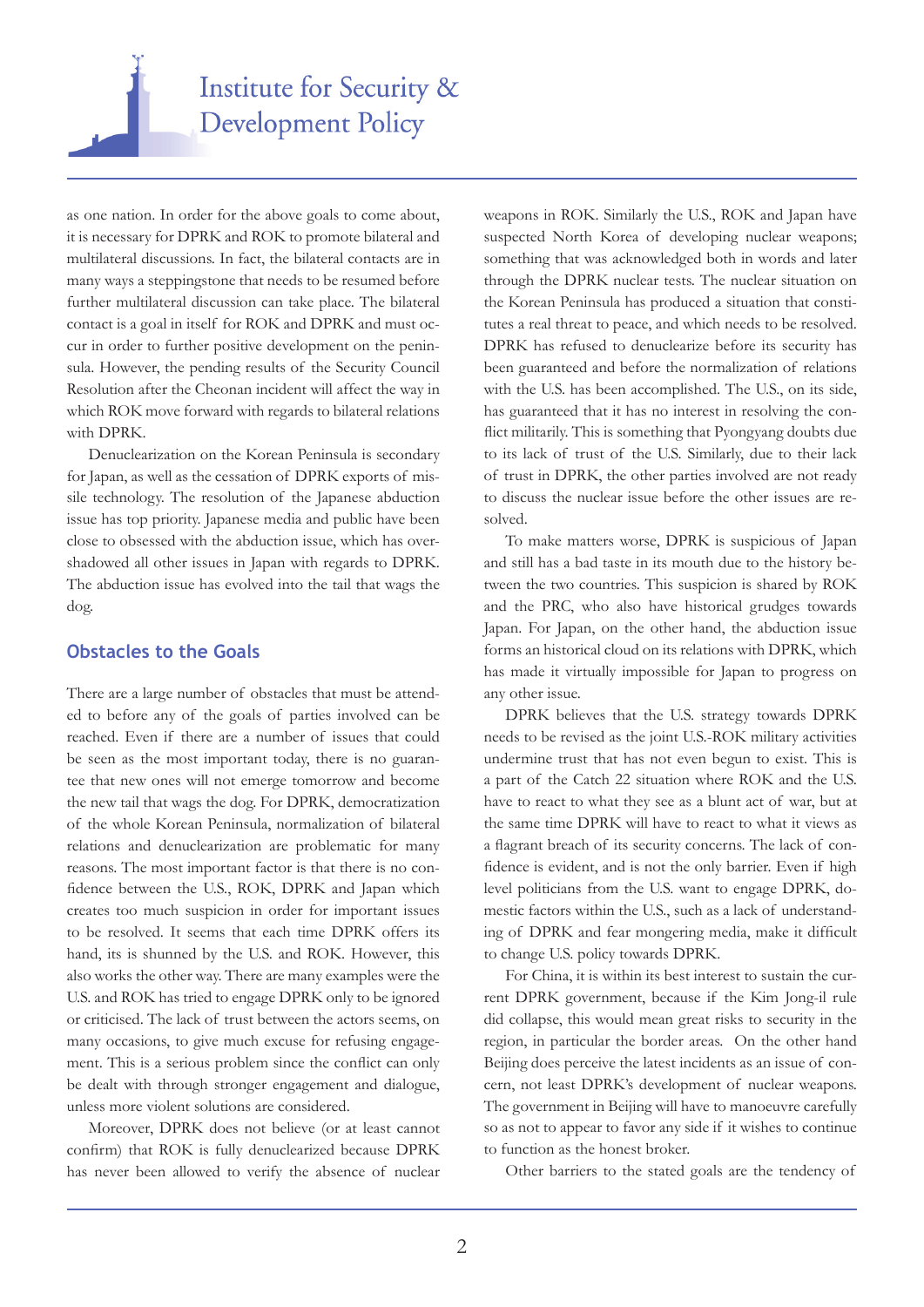as one nation. In order for the above goals to come about, it is necessary for DPRK and ROK to promote bilateral and multilateral discussions. In fact, the bilateral contacts are in many ways a steppingstone that needs to be resumed before further multilateral discussion can take place. The bilateral contact is a goal in itself for ROK and DPRK and must occur in order to further positive development on the peninsula. However, the pending results of the Security Council Resolution after the Cheonan incident will affect the way in which ROK move forward with regards to bilateral relations with DPRK.

Denuclearization on the Korean Peninsula is secondary for Japan, as well as the cessation of DPRK exports of missile technology. The resolution of the Japanese abduction issue has top priority. Japanese media and public have been close to obsessed with the abduction issue, which has overshadowed all other issues in Japan with regards to DPRK. The abduction issue has evolved into the tail that wags the dog.

## Obstacles to the Goals

There are a large number of obstacles that must be attended to before any of the goals of parties involved can be reached. Even if there are a number of issues that could be seen as the most important today, there is no guarantee that new ones will not emerge tomorrow and become the new tail that wags the dog. For DPRK, democratization of the whole Korean Peninsula, normalization of bilateral relations and denuclearization are problematic for many reasons. The most important factor is that there is no confidence between the U.S., ROK, DPRK and Japan which creates too much suspicion in order for important issues to be resolved. It seems that each time DPRK offers its hand, its is shunned by the U.S. and ROK. However, this also works the other way. There are many examples were the U.S. and ROK has tried to engage DPRK only to be ignored or criticised. The lack of trust between the actors seems, on many occasions, to give much excuse for refusing engagement. This is a serious problem since the conflict can only be dealt with through stronger engagement and dialogue, unless more violent solutions are considered.

Moreover, DPRK does not believe (or at least cannot confirm) that ROK is fully denuclearized because DPRK has never been allowed to verify the absence of nuclear weapons in ROK. Similarly the U.S., ROK and Japan have suspected North Korea of developing nuclear weapons; something that was acknowledged both in words and later through the DPRK nuclear tests. The nuclear situation on the Korean Peninsula has produced a situation that constitutes a real threat to peace, and which needs to be resolved. DPRK has refused to denuclearize before its security has been guaranteed and before the normalization of relations with the U.S. has been accomplished. The U.S., on its side, has guaranteed that it has no interest in resolving the conflict militarily. This is something that Pyongyang doubts due to its lack of trust of the U.S. Similarly, due to their lack of trust in DPRK, the other parties involved are not ready to discuss the nuclear issue before the other issues are resolved.

To make matters worse, DPRK is suspicious of Japan and still has a bad taste in its mouth due to the history between the two countries. This suspicion is shared by ROK and the PRC, who also have historical grudges towards Japan. For Japan, on the other hand, the abduction issue forms an historical cloud on its relations with DPRK, which has made it virtually impossible for Japan to progress on any other issue.

DPRK believes that the U.S. strategy towards DPRK needs to be revised as the joint U.S.-ROK military activities undermine trust that has not even begun to exist. This is a part of the Catch 22 situation where ROK and the U.S. have to react to what they see as a blunt act of war, but at the same time DPRK will have to react to what it views as a flagrant breach of its security concerns. The lack of confidence is evident, and is not the only barrier. Even if high level politicians from the U.S. want to engage DPRK, domestic factors within the U.S., such as a lack of understanding of DPRK and fear mongering media, make it difficult to change U.S. policy towards DPRK.

For China, it is within its best interest to sustain the current DPRK government, because if the Kim Jong-il rule did collapse, this would mean great risks to security in the region, in particular the border areas. On the other hand Beijing does perceive the latest incidents as an issue of concern, not least DPRK's development of nuclear weapons. The government in Beijing will have to manoeuvre carefully so as not to appear to favor any side if it wishes to continue to function as the honest broker.

Other barriers to the stated goals are the tendency of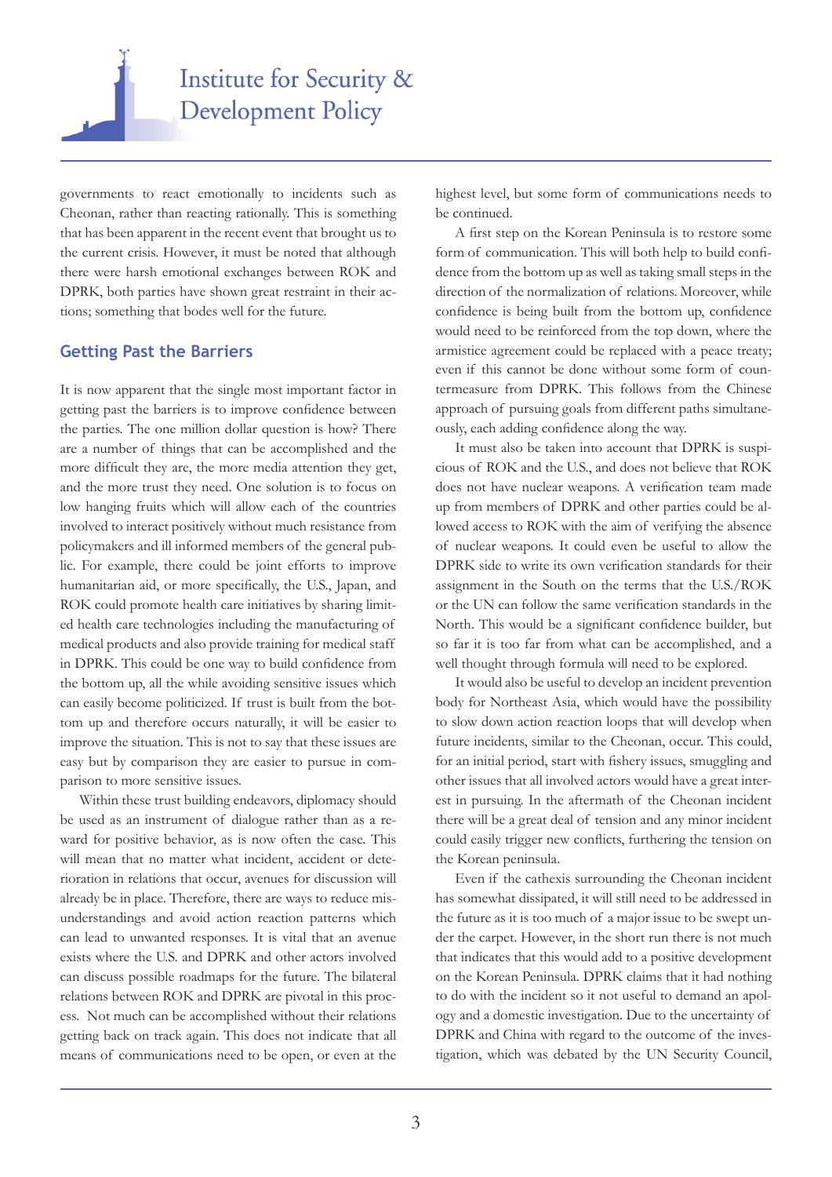governments to react emotionally to incidents such as Cheonan, rather than reacting rationally. This is something that has been apparent in the recent event that brought us to the current crisis. However, it must be noted that although there were harsh emotional exchanges between ROK and DPRK, both parties have shown great restraint in their actions; something that bodes well for the future.

## Getting Past the Barriers

It is now apparent that the single most important factor in getting past the barriers is to improve confidence between the parties. The one million dollar question is how? There are a number of things that can be accomplished and the more difficult they are, the more media attention they get, and the more trust they need. One solution is to focus on low hanging fruits which will allow each of the countries involved to interact positively without much resistance from policymakers and ill informed members of the general public. For example, there could be joint efforts to improve humanitarian aid, or more specifically, the U.S., Japan, and ROK could promote health care initiatives by sharing limited health care technologies including the manufacturing of medical products and also provide training for medical staff in DPRK. This could be one way to build confidence from the bottom up, all the while avoiding sensitive issues which can easily become politicized. If trust is built from the bottom up and therefore occurs naturally, it will be easier to improve the situation. This is not to say that these issues are easy but by comparison they are easier to pursue in comparison to more sensitive issues.

Within these trust building endeavors, diplomacy should be used as an instrument of dialogue rather than as a reward for positive behavior, as is now often the case. This will mean that no matter what incident, accident or deterioration in relations that occur, avenues for discussion will already be in place. Therefore, there are ways to reduce misunderstandings and avoid action reaction patterns which can lead to unwanted responses. It is vital that an avenue exists where the U.S. and DPRK and other actors involved can discuss possible roadmaps for the future. The bilateral relations between ROK and DPRK are pivotal in this process. Not much can be accomplished without their relations getting back on track again. This does not indicate that all means of communications need to be open, or even at the highest level, but some form of communications needs to be continued.

A first step on the Korean Peninsula is to restore some form of communication. This will both help to build confidence from the bottom up as well as taking small steps in the direction of the normalization of relations. Moreover, while confidence is being built from the bottom up, confidence would need to be reinforced from the top down, where the armistice agreement could be replaced with a peace treaty; even if this cannot be done without some form of countermeasure from DPRK. This follows from the Chinese approach of pursuing goals from different paths simultaneously, each adding confidence along the way.

It must also be taken into account that DPRK is suspicious of ROK and the U.S., and does not believe that ROK does not have nuclear weapons. A verification team made up from members of DPRK and other parties could be allowed access to ROK with the aim of verifying the absence of nuclear weapons. It could even be useful to allow the DPRK side to write its own verification standards for their assignment in the South on the terms that the U.S./ROK or the UN can follow the same verification standards in the North. This would be a significant confidence builder, but so far it is too far from what can be accomplished, and a well thought through formula will need to be explored.

It would also be useful to develop an incident prevention body for Northeast Asia, which would have the possibility to slow down action reaction loops that will develop when future incidents, similar to the Cheonan, occur. This could, for an initial period, start with fishery issues, smuggling and other issues that all involved actors would have a great interest in pursuing. In the aftermath of the Cheonan incident there will be a great deal of tension and any minor incident could easily trigger new conflicts, furthering the tension on the Korean peninsula.

Even if the cathexis surrounding the Cheonan incident has somewhat dissipated, it will still need to be addressed in the future as it is too much of a major issue to be swept under the carpet. However, in the short run there is not much that indicates that this would add to a positive development on the Korean Peninsula. DPRK claims that it had nothing to do with the incident so it not useful to demand an apology and a domestic investigation. Due to the uncertainty of DPRK and China with regard to the outcome of the investigation, which was debated by the UN Security Council,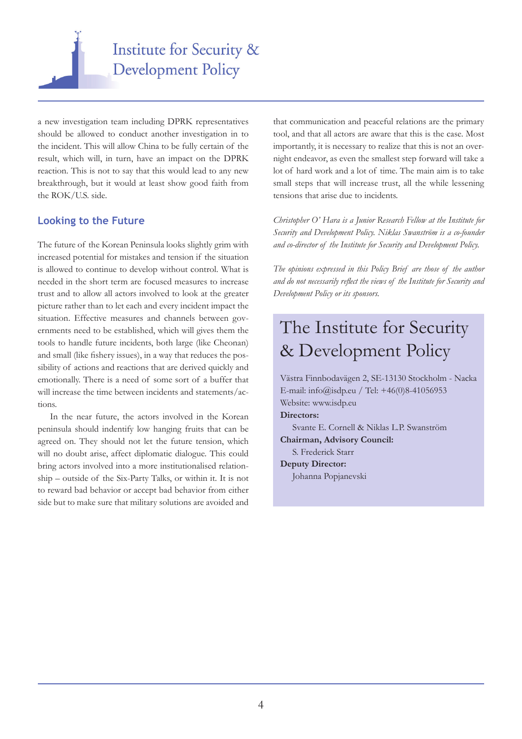a new investigation team including DPRK representatives should be allowed to conduct another investigation in to the incident. This will allow China to be fully certain of the result, which will, in turn, have an impact on the DPRK reaction. This is not to say that this would lead to any new breakthrough, but it would at least show good faith from the ROK/U.S. side.

## Looking to the Future

The future of the Korean Peninsula looks slightly grim with increased potential for mistakes and tension if the situation is allowed to continue to develop without control. What is needed in the short term are focused measures to increase trust and to allow all actors involved to look at the greater picture rather than to let each and every incident impact the situation. Effective measures and channels between governments need to be established, which will gives them the tools to handle future incidents, both large (like Cheonan) and small (like fishery issues), in a way that reduces the possibility of actions and reactions that are derived quickly and emotionally. There is a need of some sort of a buffer that will increase the time between incidents and statements/actions.

In the near future, the actors involved in the Korean peninsula should indentify low hanging fruits that can be agreed on. They should not let the future tension, which will no doubt arise, affect diplomatic dialogue. This could bring actors involved into a more institutionalised relationship – outside of the Six-Party Talks, or within it. It is not to reward bad behavior or accept bad behavior from either side but to make sure that military solutions are avoided and that communication and peaceful relations are the primary tool, and that all actors are aware that this is the case. Most importantly, it is necessary to realize that this is not an overnight endeavor, as even the smallest step forward will take a lot of hard work and a lot of time. The main aim is to take small steps that will increase trust, all the while lessening tensions that arise due to incidents.

*Christopher O' Hara is a Junior Research Fellow at the Institute for Security and Development Policy. Niklas Swanström is a co-founder and co-director of the Institute for Security and Development Policy.*

*The opinions expressed in this Policy Brief are those of the author and do not necessarily reflect the views of the Institute for Security and Development Policy or its sponsors.*

## The Institute for Security & Development Policy

Västra Finnbodavägen 2, SE-13130 Stockholm - Nacka
E-mail: info@isdp.eu / Tel: +46(0)8-41056953
Website: www.isdp.eu

**Directors:**
Svante E. Cornell & Niklas L.P. Swanström

**Chairman, Advisory Council:**
S. Frederick Starr

**Deputy Director:**
Johanna Popjanevski